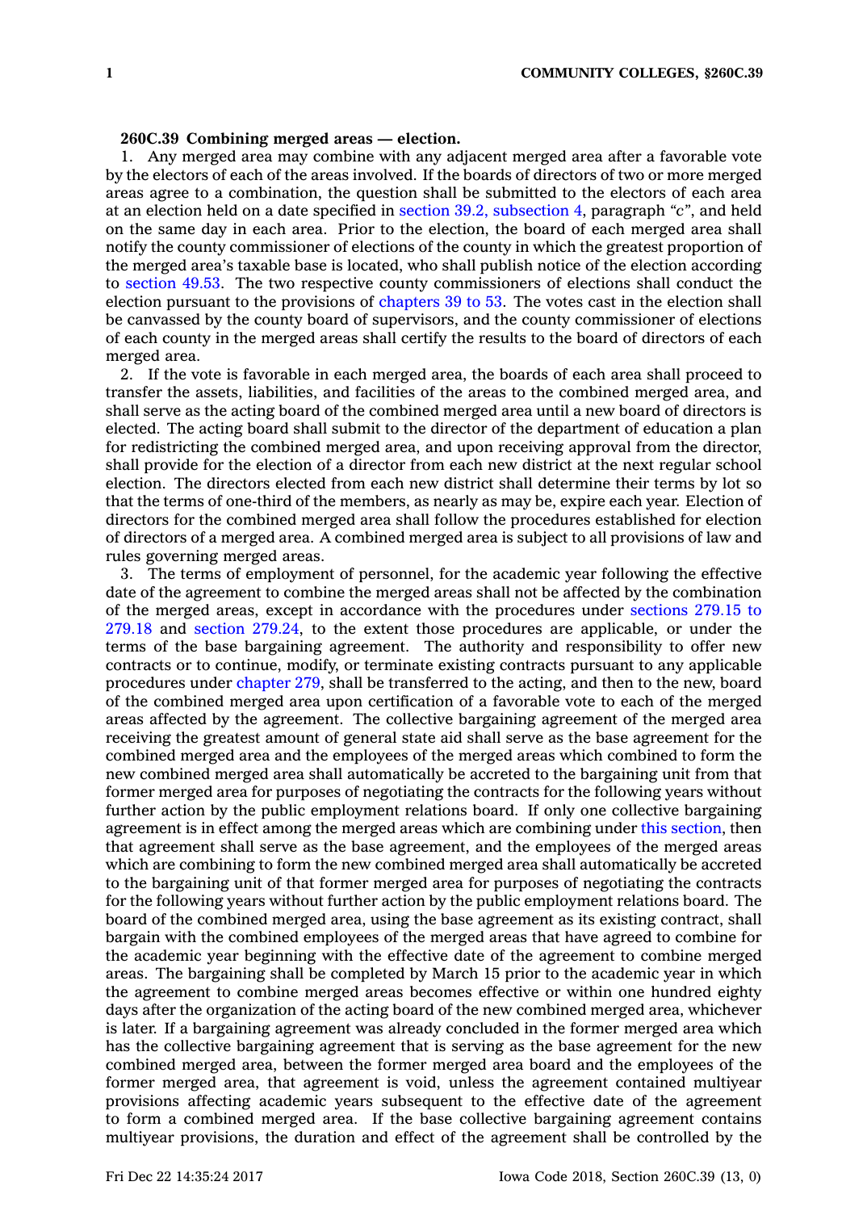**260C.39 Combining merged areas — election.**

1. Any merged area may combine with any adjacent merged area after a favorable vote by the electors of each of the areas involved. If the boards of directors of two or more merged areas agree to a combination, the question shall be submitted to the electors of each area at an election held on a date specified in section 39.2, subsection 4, paragraph "c", and held on the same day in each area. Prior to the election, the board of each merged area shall notify the county commissioner of elections of the county in which the greatest proportion of the merged area's taxable base is located, who shall publish notice of the election according to section 49.53. The two respective county commissioners of elections shall conduct the election pursuant to the provisions of chapters 39 to 53. The votes cast in the election shall be canvassed by the county board of supervisors, and the county commissioner of elections of each county in the merged areas shall certify the results to the board of directors of each merged area.

2. If the vote is favorable in each merged area, the boards of each area shall proceed to transfer the assets, liabilities, and facilities of the areas to the combined merged area, and shall serve as the acting board of the combined merged area until a new board of directors is elected. The acting board shall submit to the director of the department of education a plan for redistricting the combined merged area, and upon receiving approval from the director, shall provide for the election of a director from each new district at the next regular school election. The directors elected from each new district shall determine their terms by lot so that the terms of one-third of the members, as nearly as may be, expire each year. Election of directors for the combined merged area shall follow the procedures established for election of directors of a merged area. A combined merged area is subject to all provisions of law and rules governing merged areas.

3. The terms of employment of personnel, for the academic year following the effective date of the agreement to combine the merged areas shall not be affected by the combination of the merged areas, except in accordance with the procedures under sections 279.15 to 279.18 and section 279.24, to the extent those procedures are applicable, or under the terms of the base bargaining agreement. The authority and responsibility to offer new contracts or to continue, modify, or terminate existing contracts pursuant to any applicable procedures under chapter 279, shall be transferred to the acting, and then to the new, board of the combined merged area upon certification of a favorable vote to each of the merged areas affected by the agreement. The collective bargaining agreement of the merged area receiving the greatest amount of general state aid shall serve as the base agreement for the combined merged area and the employees of the merged areas which combined to form the new combined merged area shall automatically be accreted to the bargaining unit from that former merged area for purposes of negotiating the contracts for the following years without further action by the public employment relations board. If only one collective bargaining agreement is in effect among the merged areas which are combining under this section, then that agreement shall serve as the base agreement, and the employees of the merged areas which are combining to form the new combined merged area shall automatically be accreted to the bargaining unit of that former merged area for purposes of negotiating the contracts for the following years without further action by the public employment relations board. The board of the combined merged area, using the base agreement as its existing contract, shall bargain with the combined employees of the merged areas that have agreed to combine for the academic year beginning with the effective date of the agreement to combine merged areas. The bargaining shall be completed by March 15 prior to the academic year in which the agreement to combine merged areas becomes effective or within one hundred eighty days after the organization of the acting board of the new combined merged area, whichever is later. If a bargaining agreement was already concluded in the former merged area which has the collective bargaining agreement that is serving as the base agreement for the new combined merged area, between the former merged area board and the employees of the former merged area, that agreement is void, unless the agreement contained multiyear provisions affecting academic years subsequent to the effective date of the agreement to form a combined merged area. If the base collective bargaining agreement contains multiyear provisions, the duration and effect of the agreement shall be controlled by the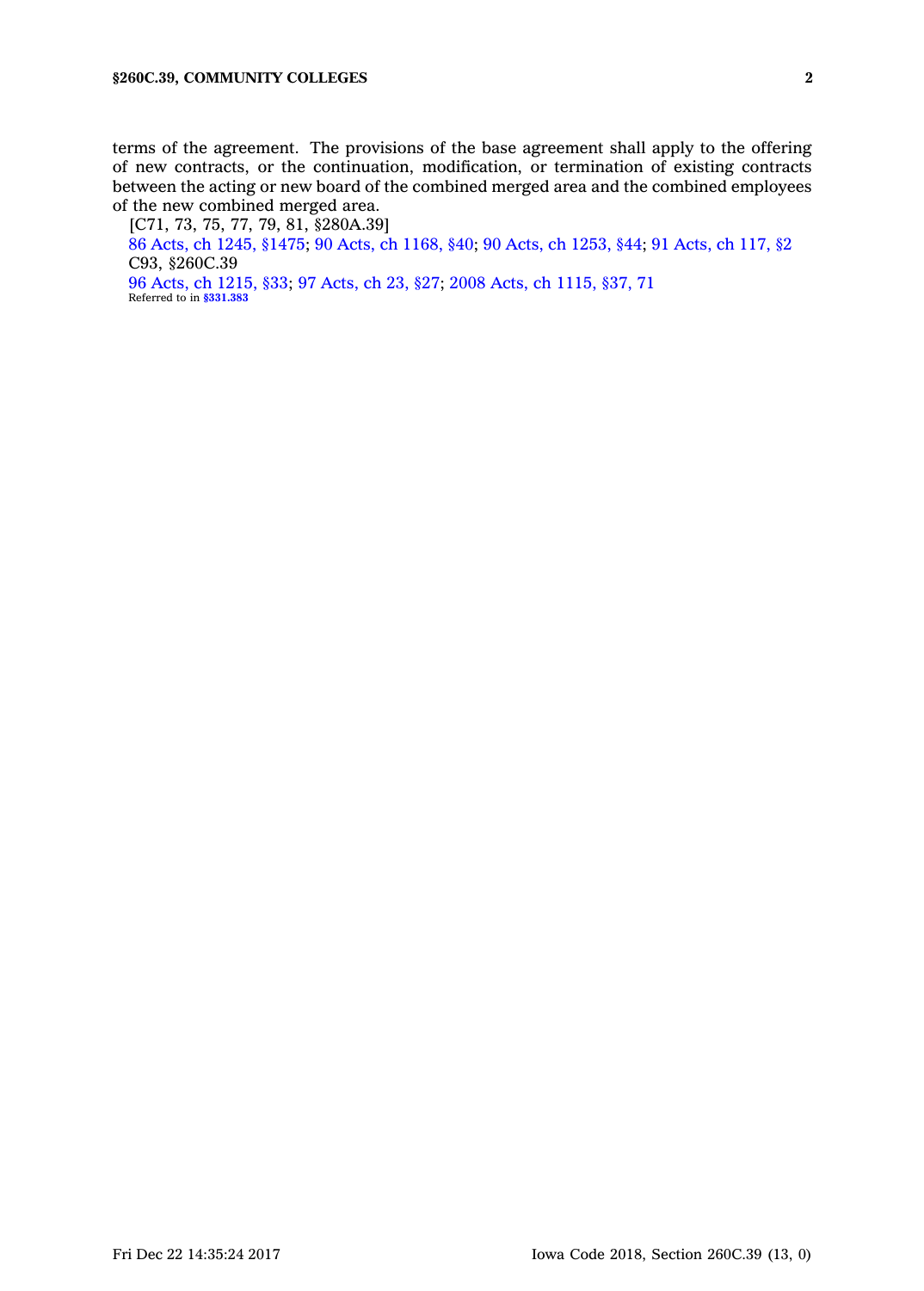terms of the agreement. The provisions of the base agreement shall apply to the offering of new contracts, or the continuation, modification, or termination of existing contracts between the acting or new board of the combined merged area and the combined employees of the new combined merged area.

[C71, 73, 75, 77, 79, 81, §280A.39]

86 Acts, ch 1245, §1475; 90 Acts, ch 1168, §40; 90 Acts, ch 1253, §44; 91 Acts, ch 117, §2
C93, §260C.39
96 Acts, ch 1215, §33; 97 Acts, ch 23, §27; 2008 Acts, ch 1115, §37, 71
Referred to in **§331.383**